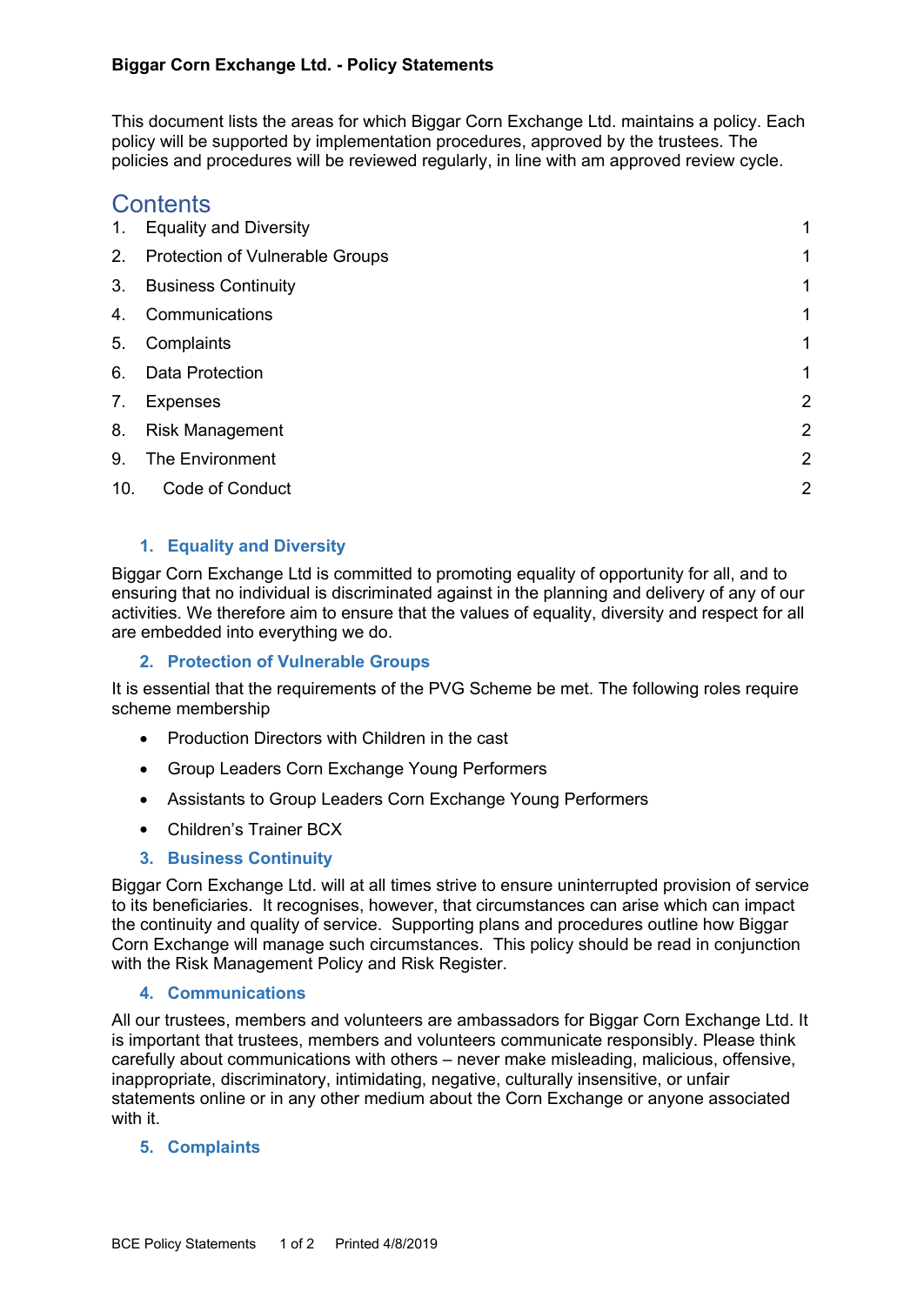**Biggar Corn Exchange Ltd. - Policy Statements**

This document lists the areas for which Biggar Corn Exchange Ltd. maintains a policy. Each policy will be supported by implementation procedures, approved by the trustees. The policies and procedures will be reviewed regularly, in line with am approved review cycle.

# Contents

| | | |
|---|---|---|
| 1. | Equality and Diversity | 1 |
| 2. | Protection of Vulnerable Groups | 1 |
| 3. | Business Continuity | 1 |
| 4. | Communications | 1 |
| 5. | Complaints | 1 |
| 6. | Data Protection | 1 |
| 7. | Expenses | 2 |
| 8. | Risk Management | 2 |
| 9. | The Environment | 2 |
| 10. | Code of Conduct | 2 |

## 1. Equality and Diversity

Biggar Corn Exchange Ltd is committed to promoting equality of opportunity for all, and to ensuring that no individual is discriminated against in the planning and delivery of any of our activities. We therefore aim to ensure that the values of equality, diversity and respect for all are embedded into everything we do.

## 2. Protection of Vulnerable Groups

It is essential that the requirements of the PVG Scheme be met. The following roles require scheme membership

- Production Directors with Children in the cast
- Group Leaders Corn Exchange Young Performers
- Assistants to Group Leaders Corn Exchange Young Performers
- Children's Trainer BCX

## 3. Business Continuity

Biggar Corn Exchange Ltd. will at all times strive to ensure uninterrupted provision of service to its beneficiaries. It recognises, however, that circumstances can arise which can impact the continuity and quality of service. Supporting plans and procedures outline how Biggar Corn Exchange will manage such circumstances. This policy should be read in conjunction with the Risk Management Policy and Risk Register.

## 4. Communications

All our trustees, members and volunteers are ambassadors for Biggar Corn Exchange Ltd. It is important that trustees, members and volunteers communicate responsibly. Please think carefully about communications with others – never make misleading, malicious, offensive, inappropriate, discriminatory, intimidating, negative, culturally insensitive, or unfair statements online or in any other medium about the Corn Exchange or anyone associated with it.

## 5. Complaints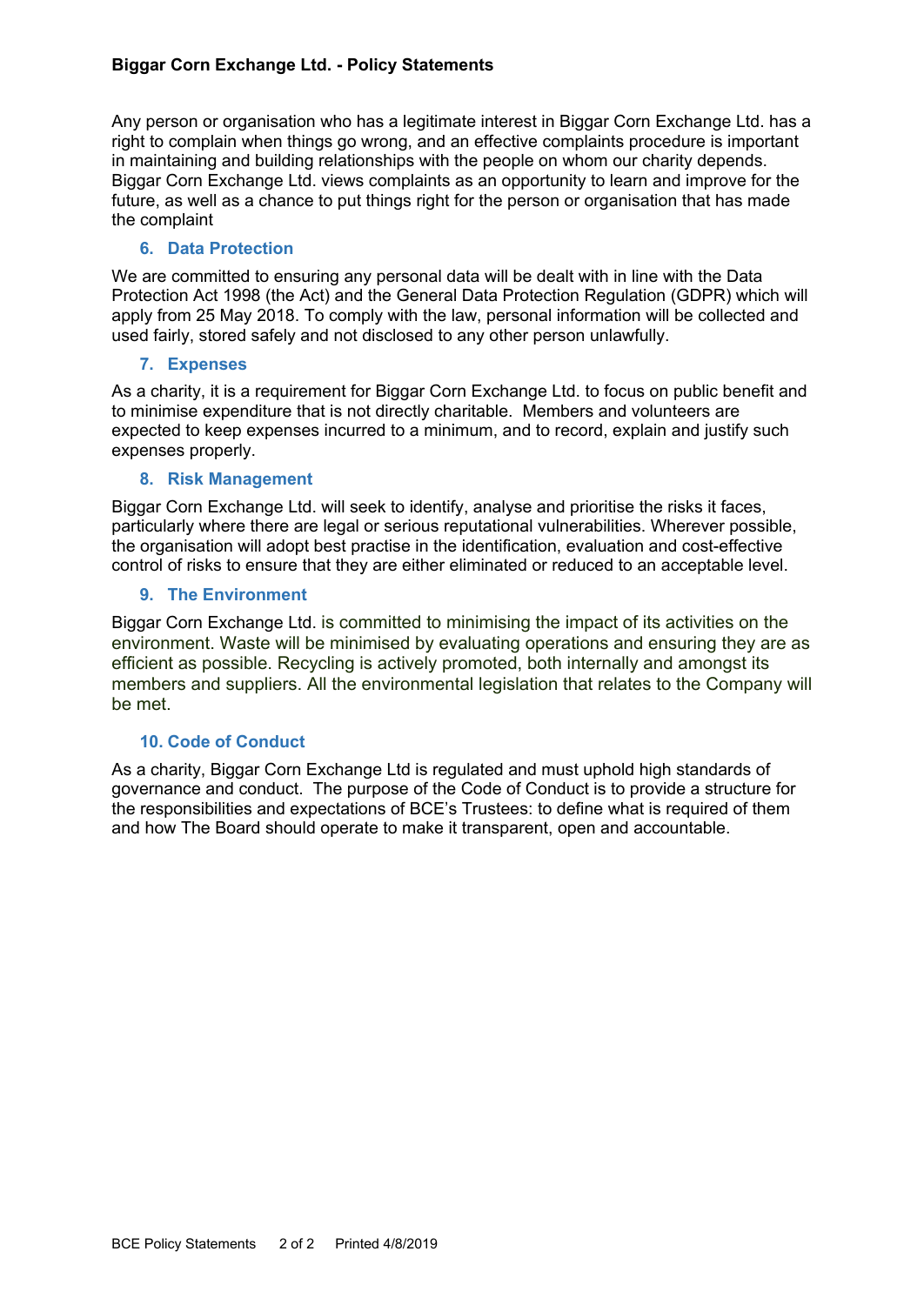**Biggar Corn Exchange Ltd. - Policy Statements**

Any person or organisation who has a legitimate interest in Biggar Corn Exchange Ltd. has a right to complain when things go wrong, and an effective complaints procedure is important in maintaining and building relationships with the people on whom our charity depends. Biggar Corn Exchange Ltd. views complaints as an opportunity to learn and improve for the future, as well as a chance to put things right for the person or organisation that has made the complaint

## 6. Data Protection

We are committed to ensuring any personal data will be dealt with in line with the Data Protection Act 1998 (the Act) and the General Data Protection Regulation (GDPR) which will apply from 25 May 2018. To comply with the law, personal information will be collected and used fairly, stored safely and not disclosed to any other person unlawfully.

## 7. Expenses

As a charity, it is a requirement for Biggar Corn Exchange Ltd. to focus on public benefit and to minimise expenditure that is not directly charitable. Members and volunteers are expected to keep expenses incurred to a minimum, and to record, explain and justify such expenses properly.

## 8. Risk Management

Biggar Corn Exchange Ltd. will seek to identify, analyse and prioritise the risks it faces, particularly where there are legal or serious reputational vulnerabilities. Wherever possible, the organisation will adopt best practise in the identification, evaluation and cost-effective control of risks to ensure that they are either eliminated or reduced to an acceptable level.

## 9. The Environment

Biggar Corn Exchange Ltd. is committed to minimising the impact of its activities on the environment. Waste will be minimised by evaluating operations and ensuring they are as efficient as possible. Recycling is actively promoted, both internally and amongst its members and suppliers. All the environmental legislation that relates to the Company will be met.

## 10. Code of Conduct

As a charity, Biggar Corn Exchange Ltd is regulated and must uphold high standards of governance and conduct. The purpose of the Code of Conduct is to provide a structure for the responsibilities and expectations of BCE's Trustees: to define what is required of them and how The Board should operate to make it transparent, open and accountable.